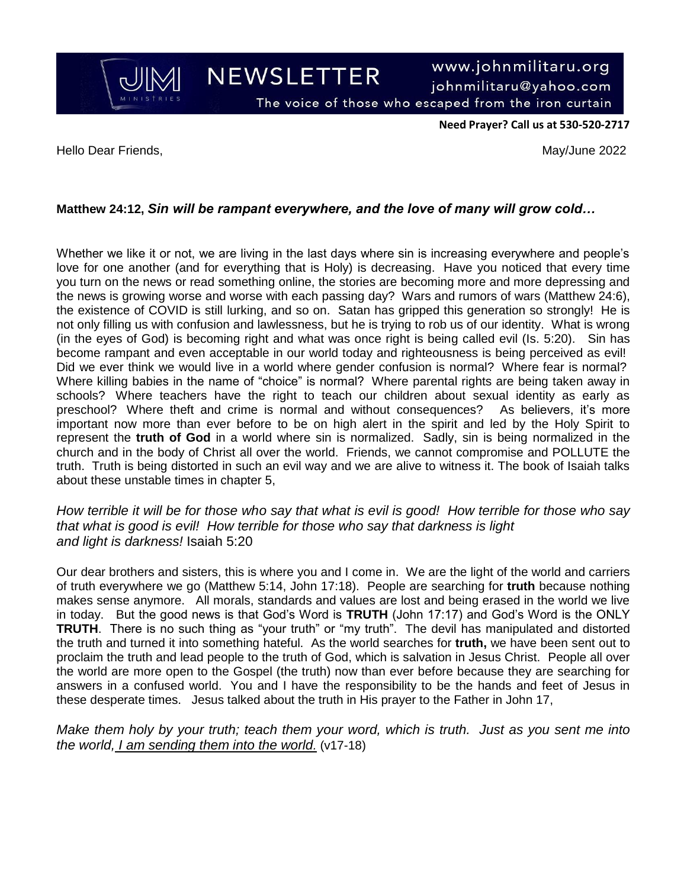# NEWSLETTER

www.johnmilitaru.org
johnmilitaru@yahoo.com
The voice of those who escaped from the iron curtain

**Need Prayer? Call us at 530-520-2717**

Hello Dear Friends, May/June 2022

**Matthew 24:12,** ***Sin will be rampant everywhere, and the love of many will grow cold…***

Whether we like it or not, we are living in the last days where sin is increasing everywhere and people's love for one another (and for everything that is Holy) is decreasing. Have you noticed that every time you turn on the news or read something online, the stories are becoming more and more depressing and the news is growing worse and worse with each passing day? Wars and rumors of wars (Matthew 24:6), the existence of COVID is still lurking, and so on. Satan has gripped this generation so strongly! He is not only filling us with confusion and lawlessness, but he is trying to rob us of our identity. What is wrong (in the eyes of God) is becoming right and what was once right is being called evil (Is. 5:20). Sin has become rampant and even acceptable in our world today and righteousness is being perceived as evil! Did we ever think we would live in a world where gender confusion is normal? Where fear is normal? Where killing babies in the name of "choice" is normal? Where parental rights are being taken away in schools? Where teachers have the right to teach our children about sexual identity as early as preschool? Where theft and crime is normal and without consequences? As believers, it's more important now more than ever before to be on high alert in the spirit and led by the Holy Spirit to represent the **truth of God** in a world where sin is normalized. Sadly, sin is being normalized in the church and in the body of Christ all over the world. Friends, we cannot compromise and POLLUTE the truth. Truth is being distorted in such an evil way and we are alive to witness it. The book of Isaiah talks about these unstable times in chapter 5,

*How terrible it will be for those who say that what is evil is good! How terrible for those who say that what is good is evil! How terrible for those who say that darkness is light and light is darkness!* Isaiah 5:20

Our dear brothers and sisters, this is where you and I come in. We are the light of the world and carriers of truth everywhere we go (Matthew 5:14, John 17:18). People are searching for **truth** because nothing makes sense anymore. All morals, standards and values are lost and being erased in the world we live in today. But the good news is that God's Word is **TRUTH** (John 17:17) and God's Word is the ONLY **TRUTH**. There is no such thing as "your truth" or "my truth". The devil has manipulated and distorted the truth and turned it into something hateful. As the world searches for **truth,** we have been sent out to proclaim the truth and lead people to the truth of God, which is salvation in Jesus Christ. People all over the world are more open to the Gospel (the truth) now than ever before because they are searching for answers in a confused world. You and I have the responsibility to be the hands and feet of Jesus in these desperate times. Jesus talked about the truth in His prayer to the Father in John 17,

*Make them holy by your truth; teach them your word, which is truth. Just as you sent me into the world, <u>I am sending them into the world.</u>* (v17-18)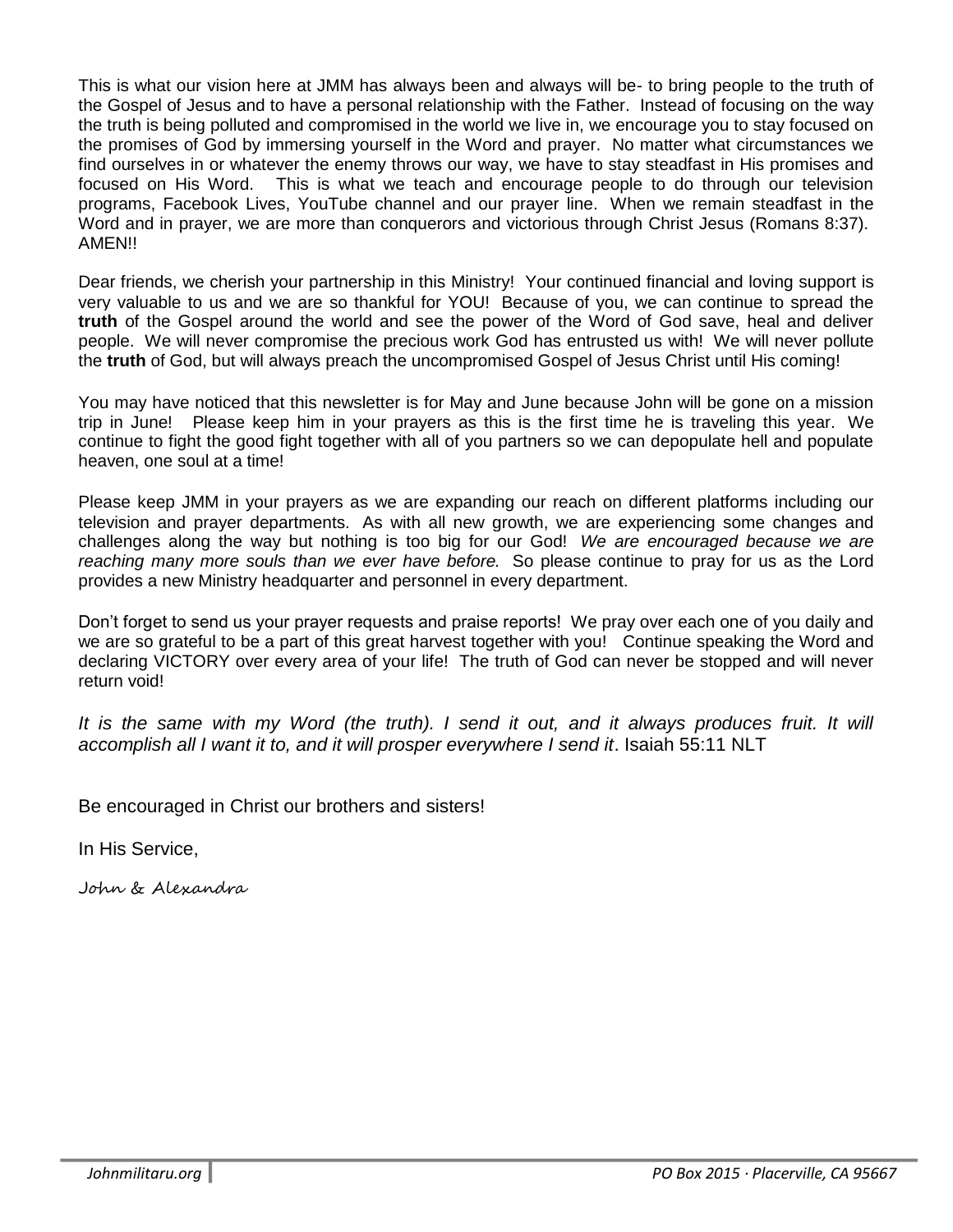This is what our vision here at JMM has always been and always will be- to bring people to the truth of the Gospel of Jesus and to have a personal relationship with the Father. Instead of focusing on the way the truth is being polluted and compromised in the world we live in, we encourage you to stay focused on the promises of God by immersing yourself in the Word and prayer. No matter what circumstances we find ourselves in or whatever the enemy throws our way, we have to stay steadfast in His promises and focused on His Word. This is what we teach and encourage people to do through our television programs, Facebook Lives, YouTube channel and our prayer line. When we remain steadfast in the Word and in prayer, we are more than conquerors and victorious through Christ Jesus (Romans 8:37). AMEN!!

Dear friends, we cherish your partnership in this Ministry! Your continued financial and loving support is very valuable to us and we are so thankful for YOU! Because of you, we can continue to spread the **truth** of the Gospel around the world and see the power of the Word of God save, heal and deliver people. We will never compromise the precious work God has entrusted us with! We will never pollute the **truth** of God, but will always preach the uncompromised Gospel of Jesus Christ until His coming!

You may have noticed that this newsletter is for May and June because John will be gone on a mission trip in June! Please keep him in your prayers as this is the first time he is traveling this year. We continue to fight the good fight together with all of you partners so we can depopulate hell and populate heaven, one soul at a time!

Please keep JMM in your prayers as we are expanding our reach on different platforms including our television and prayer departments. As with all new growth, we are experiencing some changes and challenges along the way but nothing is too big for our God! *We are encouraged because we are reaching many more souls than we ever have before.* So please continue to pray for us as the Lord provides a new Ministry headquarter and personnel in every department.

Don't forget to send us your prayer requests and praise reports! We pray over each one of you daily and we are so grateful to be a part of this great harvest together with you! Continue speaking the Word and declaring VICTORY over every area of your life! The truth of God can never be stopped and will never return void!

*It is the same with my Word (the truth). I send it out, and it always produces fruit. It will accomplish all I want it to, and it will prosper everywhere I send it*. Isaiah 55:11 NLT

Be encouraged in Christ our brothers and sisters!

In His Service,

John & Alexandra

*Johnmilitaru.org* | *PO Box 2015 · Placerville, CA 95667*